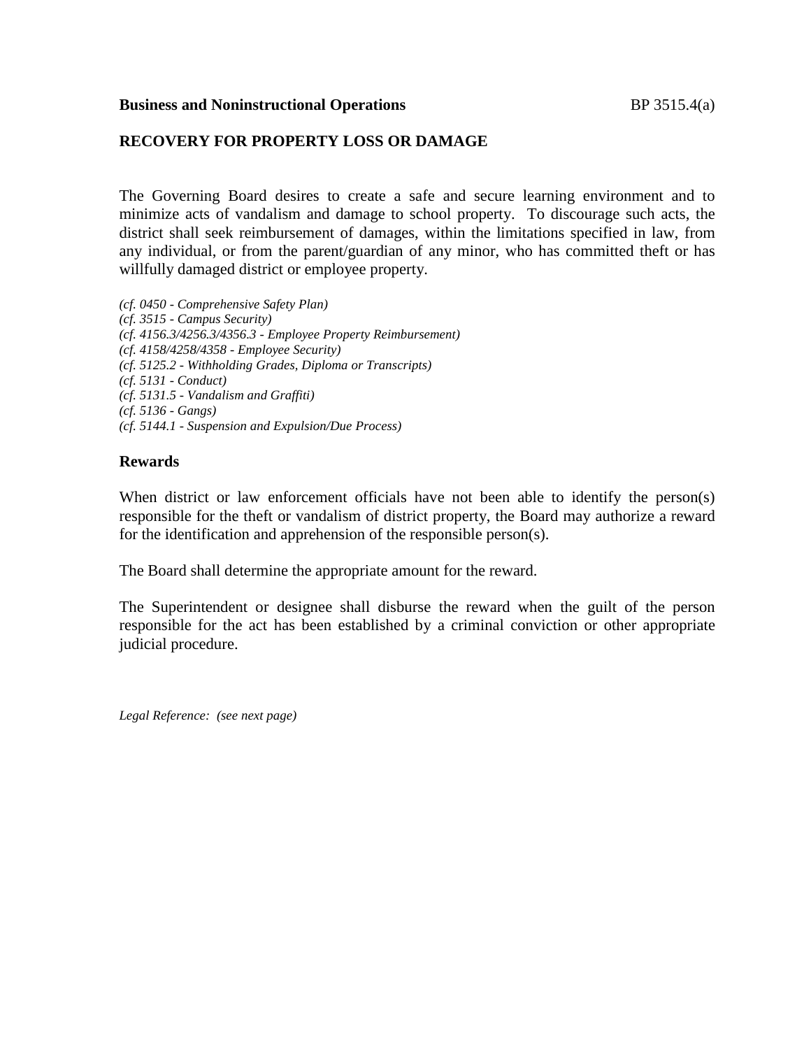**Business and Noninstructional Operations** BP 3515.4(a)

# RECOVERY FOR PROPERTY LOSS OR DAMAGE

The Governing Board desires to create a safe and secure learning environment and to minimize acts of vandalism and damage to school property. To discourage such acts, the district shall seek reimbursement of damages, within the limitations specified in law, from any individual, or from the parent/guardian of any minor, who has committed theft or has willfully damaged district or employee property.

*(cf. 0450 - Comprehensive Safety Plan)*
*(cf. 3515 - Campus Security)*
*(cf. 4156.3/4256.3/4356.3 - Employee Property Reimbursement)*
*(cf. 4158/4258/4358 - Employee Security)*
*(cf. 5125.2 - Withholding Grades, Diploma or Transcripts)*
*(cf. 5131 - Conduct)*
*(cf. 5131.5 - Vandalism and Graffiti)*
*(cf. 5136 - Gangs)*
*(cf. 5144.1 - Suspension and Expulsion/Due Process)*

## Rewards

When district or law enforcement officials have not been able to identify the person(s) responsible for the theft or vandalism of district property, the Board may authorize a reward for the identification and apprehension of the responsible person(s).

The Board shall determine the appropriate amount for the reward.

The Superintendent or designee shall disburse the reward when the guilt of the person responsible for the act has been established by a criminal conviction or other appropriate judicial procedure.

*Legal Reference: (see next page)*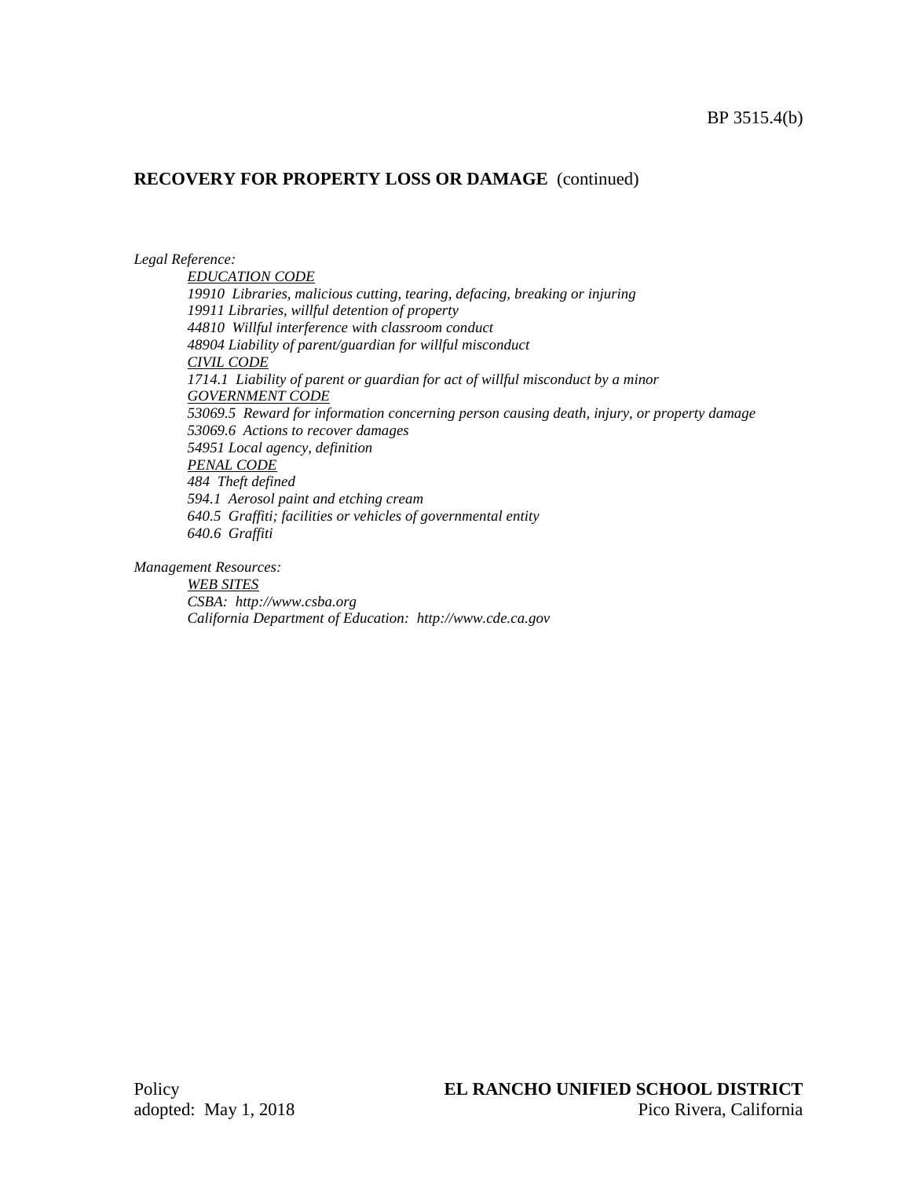## RECOVERY FOR PROPERTY LOSS OR DAMAGE (continued)

*Legal Reference:*

*EDUCATION CODE*
*19910 Libraries, malicious cutting, tearing, defacing, breaking or injuring*
*19911 Libraries, willful detention of property*
*44810 Willful interference with classroom conduct*
*48904 Liability of parent/guardian for willful misconduct*
*CIVIL CODE*
*1714.1 Liability of parent or guardian for act of willful misconduct by a minor*
*GOVERNMENT CODE*
*53069.5 Reward for information concerning person causing death, injury, or property damage*
*53069.6 Actions to recover damages*
*54951 Local agency, definition*
*PENAL CODE*
*484 Theft defined*
*594.1 Aerosol paint and etching cream*
*640.5 Graffiti; facilities or vehicles of governmental entity*
*640.6 Graffiti*

*Management Resources:*

*WEB SITES*
*CSBA: http://www.csba.org*
*California Department of Education: http://www.cde.ca.gov*

Policy
adopted: May 1, 2018

**EL RANCHO UNIFIED SCHOOL DISTRICT**
Pico Rivera, California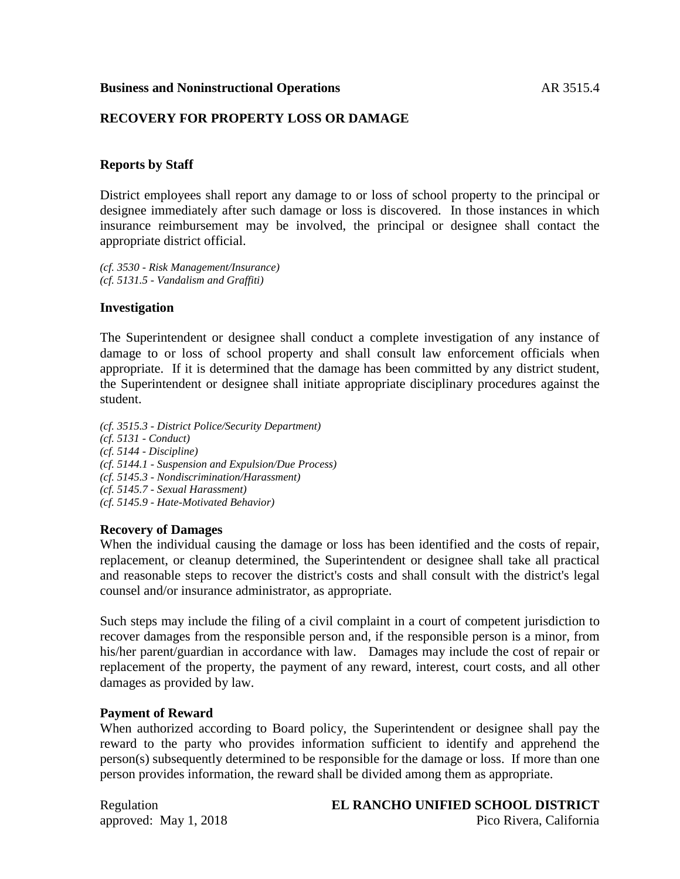**Business and Noninstructional Operations** AR 3515.4

**RECOVERY FOR PROPERTY LOSS OR DAMAGE**

**Reports by Staff**

District employees shall report any damage to or loss of school property to the principal or designee immediately after such damage or loss is discovered. In those instances in which insurance reimbursement may be involved, the principal or designee shall contact the appropriate district official.

*(cf. 3530 - Risk Management/Insurance)*
*(cf. 5131.5 - Vandalism and Graffiti)*

**Investigation**

The Superintendent or designee shall conduct a complete investigation of any instance of damage to or loss of school property and shall consult law enforcement officials when appropriate. If it is determined that the damage has been committed by any district student, the Superintendent or designee shall initiate appropriate disciplinary procedures against the student.

*(cf. 3515.3 - District Police/Security Department)*
*(cf. 5131 - Conduct)*
*(cf. 5144 - Discipline)*
*(cf. 5144.1 - Suspension and Expulsion/Due Process)*
*(cf. 5145.3 - Nondiscrimination/Harassment)*
*(cf. 5145.7 - Sexual Harassment)*
*(cf. 5145.9 - Hate-Motivated Behavior)*

**Recovery of Damages**

When the individual causing the damage or loss has been identified and the costs of repair, replacement, or cleanup determined, the Superintendent or designee shall take all practical and reasonable steps to recover the district's costs and shall consult with the district's legal counsel and/or insurance administrator, as appropriate.

Such steps may include the filing of a civil complaint in a court of competent jurisdiction to recover damages from the responsible person and, if the responsible person is a minor, from his/her parent/guardian in accordance with law. Damages may include the cost of repair or replacement of the property, the payment of any reward, interest, court costs, and all other damages as provided by law.

**Payment of Reward**

When authorized according to Board policy, the Superintendent or designee shall pay the reward to the party who provides information sufficient to identify and apprehend the person(s) subsequently determined to be responsible for the damage or loss. If more than one person provides information, the reward shall be divided among them as appropriate.

Regulation **EL RANCHO UNIFIED SCHOOL DISTRICT**
approved: May 1, 2018 Pico Rivera, California